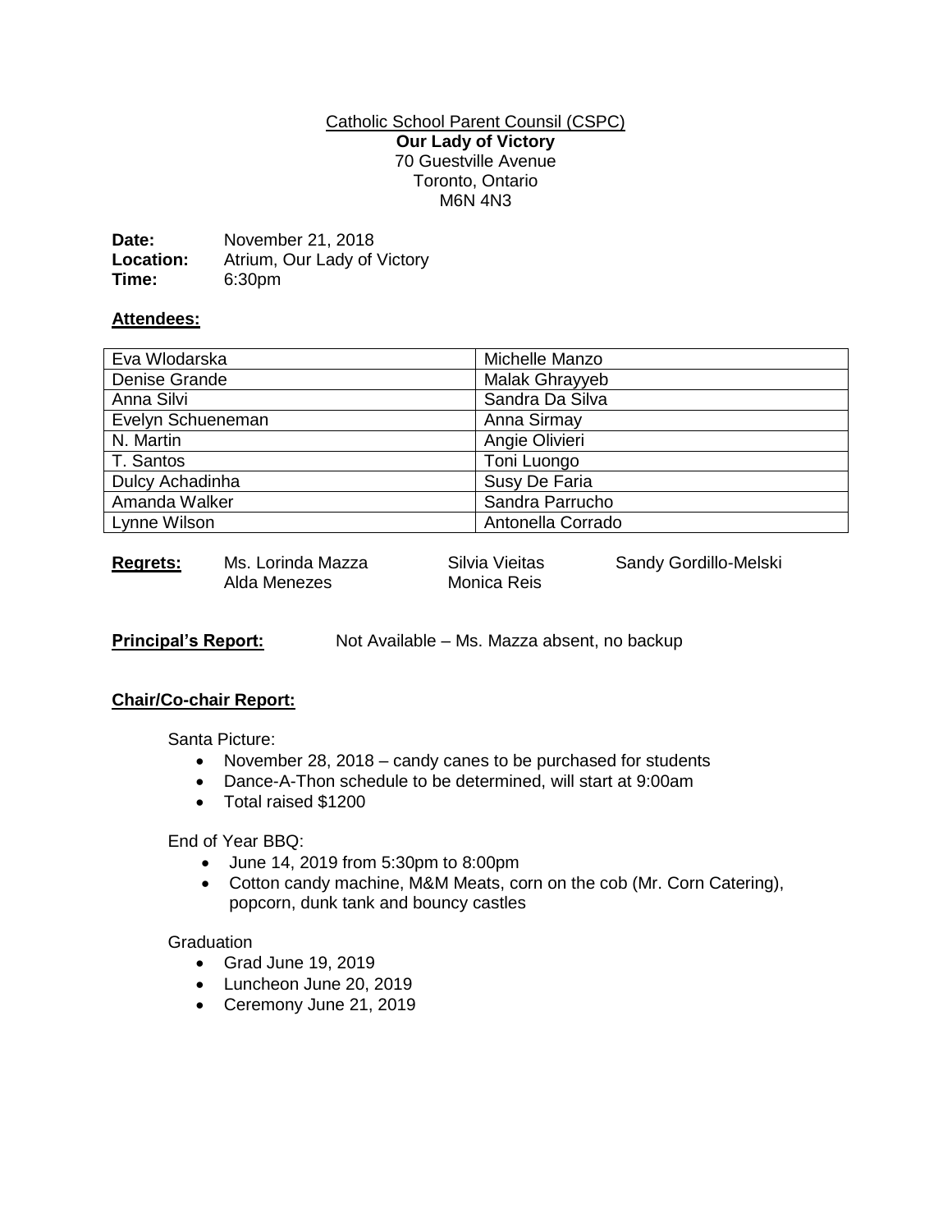Catholic School Parent Cousil (CSPC)

**Our Lady of Victory**

70 Guestville Avenue
Toronto, Ontario
M6N 4N3

**Date:** November 21, 2018
**Location:** Atrium, Our Lady of Victory
**Time:** 6:30pm

**Attendees:**

| Eva Wlodarska | Michelle Manzo |
|---|---|
| Denise Grande | Malak Ghrayyeb |
| Anna Silvi | Sandra Da Silva |
| Evelyn Schueneman | Anna Sirmay |
| N. Martin | Angie Olivieri |
| T. Santos | Toni Luongo |
| Dulcy Achadinha | Susy De Faria |
| Amanda Walker | Sandra Parrucho |
| Lynne Wilson | Antonella Corrado |

**Regrets:** Ms. Lorinda Mazza, Alda Menezes, Silvia Vieitas, Monica Reis, Sandy Gordillo-Melski

**Principal's Report:** Not Available – Ms. Mazza absent, no backup

**Chair/Co-chair Report:**

Santa Picture:

- November 28, 2018 – candy canes to be purchased for students
- Dance-A-Thon schedule to be determined, will start at 9:00am
- Total raised $1200

End of Year BBQ:

- June 14, 2019 from 5:30pm to 8:00pm
- Cotton candy machine, M&M Meats, corn on the cob (Mr. Corn Catering), popcorn, dunk tank and bouncy castles

Graduation

- Grad June 19, 2019
- Luncheon June 20, 2019
- Ceremony June 21, 2019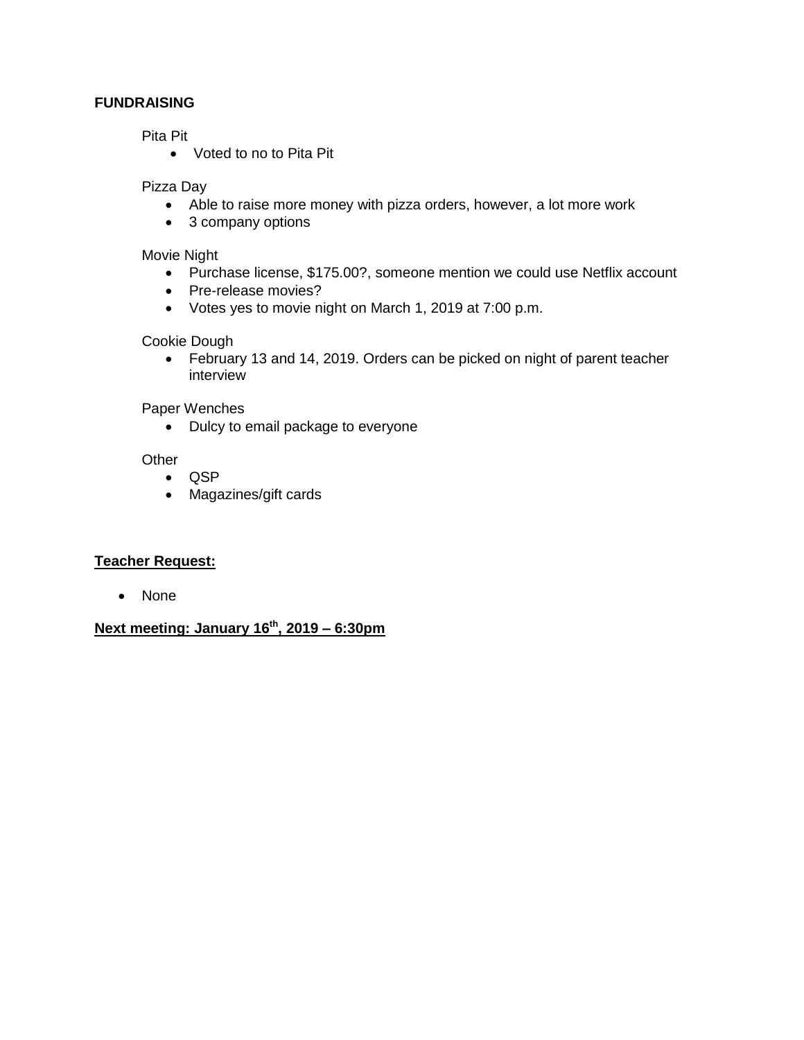**FUNDRAISING**

Pita Pit

- Voted to no to Pita Pit

Pizza Day

- Able to raise more money with pizza orders, however, a lot more work
- 3 company options

Movie Night

- Purchase license, $175.00?, someone mention we could use Netflix account
- Pre-release movies?
- Votes yes to movie night on March 1, 2019 at 7:00 p.m.

Cookie Dough

- February 13 and 14, 2019. Orders can be picked on night of parent teacher interview

Paper Wenches

- Dulcy to email package to everyone

Other

- QSP
- Magazines/gift cards

**Teacher Request:**

- None

**Next meeting: January 16th, 2019 – 6:30pm**